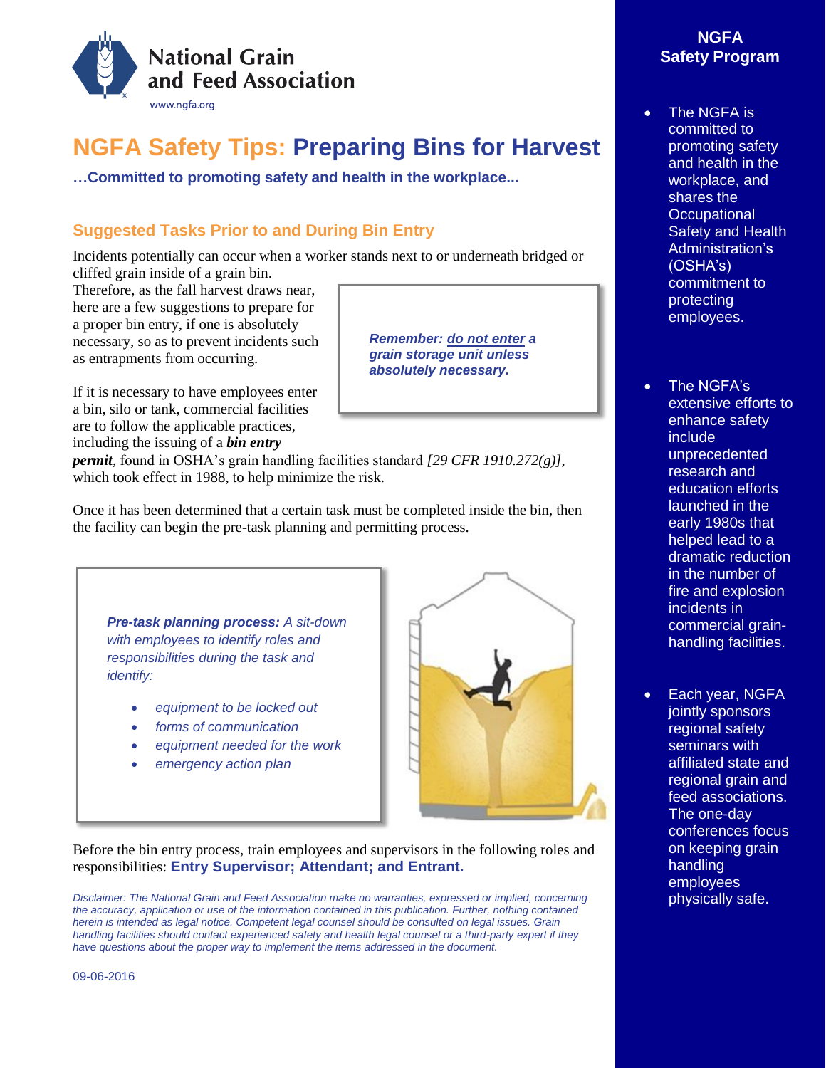National Grain and Feed Association

www.ngfa.org

# NGFA Safety Tips: Preparing Bins for Harvest

**…Committed to promoting safety and health in the workplace...**

## Suggested Tasks Prior to and During Bin Entry

Incidents potentially can occur when a worker stands next to or underneath bridged or cliffed grain inside of a grain bin. Therefore, as the fall harvest draws near, here are a few suggestions to prepare for a proper bin entry, if one is absolutely necessary, so as to prevent incidents such as entrapments from occurring.

> ***Remember: do not enter a grain storage unit unless absolutely necessary.***

If it is necessary to have employees enter a bin, silo or tank, commercial facilities are to follow the applicable practices, including the issuing of a ***bin entry permit***, found in OSHA's grain handling facilities standard *[29 CFR 1910.272(g)]*, which took effect in 1988, to help minimize the risk.

Once it has been determined that a certain task must be completed inside the bin, then the facility can begin the pre-task planning and permitting process.

> ***Pre-task planning process:*** *A sit-down with employees to identify roles and responsibilities during the task and identify:*
>
> - *equipment to be locked out*
> - *forms of communication*
> - *equipment needed for the work*
> - *emergency action plan*

Before the bin entry process, train employees and supervisors in the following roles and responsibilities: **Entry Supervisor; Attendant; and Entrant.**

*Disclaimer: The National Grain and Feed Association make no warranties, expressed or implied, concerning the accuracy, application or use of the information contained in this publication. Further, nothing contained herein is intended as legal notice. Competent legal counsel should be consulted on legal issues. Grain handling facilities should contact experienced safety and health legal counsel or a third-party expert if they have questions about the proper way to implement the items addressed in the document.*

09-06-2016

## NGFA Safety Program

- The NGFA is committed to promoting safety and health in the workplace, and shares the Occupational Safety and Health Administration's (OSHA's) commitment to protecting employees.
- The NGFA's extensive efforts to enhance safety include unprecedented research and education efforts launched in the early 1980s that helped lead to a dramatic reduction in the number of fire and explosion incidents in commercial grain-handling facilities.
- Each year, NGFA jointly sponsors regional safety seminars with affiliated state and regional grain and feed associations. The one-day conferences focus on keeping grain handling employees physically safe.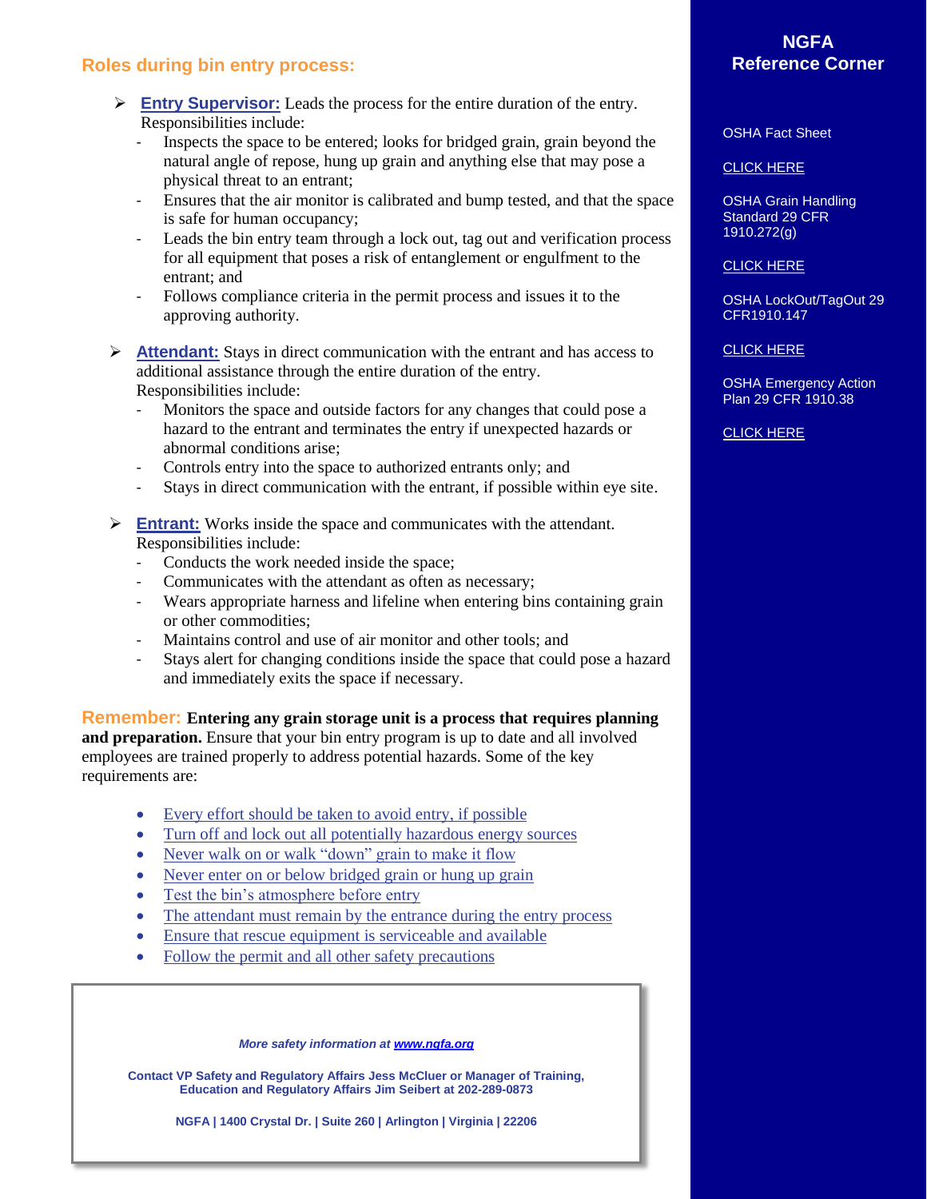## Roles during bin entry process:

- **Entry Supervisor:** Leads the process for the entire duration of the entry. Responsibilities include:
  - Inspects the space to be entered; looks for bridged grain, grain beyond the natural angle of repose, hung up grain and anything else that may pose a physical threat to an entrant;
  - Ensures that the air monitor is calibrated and bump tested, and that the space is safe for human occupancy;
  - Leads the bin entry team through a lock out, tag out and verification process for all equipment that poses a risk of entanglement or engulfment to the entrant; and
  - Follows compliance criteria in the permit process and issues it to the approving authority.

- **Attendant:** Stays in direct communication with the entrant and has access to additional assistance through the entire duration of the entry. Responsibilities include:
  - Monitors the space and outside factors for any changes that could pose a hazard to the entrant and terminates the entry if unexpected hazards or abnormal conditions arise;
  - Controls entry into the space to authorized entrants only; and
  - Stays in direct communication with the entrant, if possible within eye site.

- **Entrant:** Works inside the space and communicates with the attendant. Responsibilities include:
  - Conducts the work needed inside the space;
  - Communicates with the attendant as often as necessary;
  - Wears appropriate harness and lifeline when entering bins containing grain or other commodities;
  - Maintains control and use of air monitor and other tools; and
  - Stays alert for changing conditions inside the space that could pose a hazard and immediately exits the space if necessary.

**Remember: Entering any grain storage unit is a process that requires planning and preparation.** Ensure that your bin entry program is up to date and all involved employees are trained properly to address potential hazards. Some of the key requirements are:

- Every effort should be taken to avoid entry, if possible
- Turn off and lock out all potentially hazardous energy sources
- Never walk on or walk "down" grain to make it flow
- Never enter on or below bridged grain or hung up grain
- Test the bin's atmosphere before entry
- The attendant must remain by the entrance during the entry process
- Ensure that rescue equipment is serviceable and available
- Follow the permit and all other safety precautions

*More safety information at www.ngfa.org*

**Contact VP Safety and Regulatory Affairs Jess McCluer or Manager of Training, Education and Regulatory Affairs Jim Seibert at 202-289-0873**

**NGFA | 1400 Crystal Dr. | Suite 260 | Arlington | Virginia | 22206**

## NGFA Reference Corner

OSHA Fact Sheet

CLICK HERE

OSHA Grain Handling Standard 29 CFR 1910.272(g)

CLICK HERE

OSHA LockOut/TagOut 29 CFR1910.147

CLICK HERE

OSHA Emergency Action Plan 29 CFR 1910.38

CLICK HERE